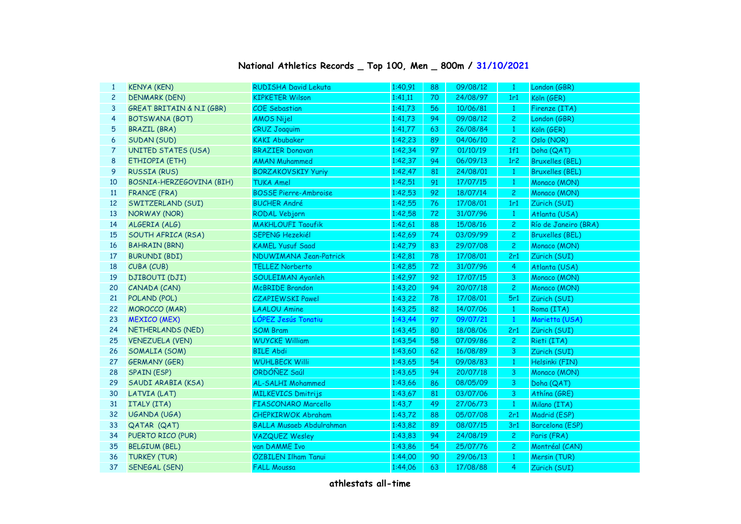# National Athletics Records _ Top 100, Men _ 800m / 31/10/2021

| | | | | | | | |
|---|---|---|---|---|---|---|---|
| 1 | KENYA (KEN) | RUDISHA David Lekuta | 1:40,91 | 88 | 09/08/12 | 1 | London (GBR) |
| 2 | DENMARK (DEN) | KIPKETER Wilson | 1:41,11 | 70 | 24/08/97 | 1r1 | Köln (GER) |
| 3 | GREAT BRITAIN & N.I (GBR) | COE Sebastian | 1:41,73 | 56 | 10/06/81 | 1 | Firenze (ITA) |
| 4 | BOTSWANA (BOT) | AMOS Nijel | 1:41,73 | 94 | 09/08/12 | 2 | London (GBR) |
| 5 | BRAZIL (BRA) | CRUZ Joaquim | 1:41,77 | 63 | 26/08/84 | 1 | Köln (GER) |
| 6 | SUDAN (SUD) | KAKI Abubaker | 1:42,23 | 89 | 04/06/10 | 2 | Oslo (NOR) |
| 7 | UNITED STATES (USA) | BRAZIER Donavan | 1:42,34 | 97 | 01/10/19 | 1f1 | Doha (QAT) |
| 8 | ETHIOPIA (ETH) | AMAN Muhammed | 1:42,37 | 94 | 06/09/13 | 1r2 | Bruxelles (BEL) |
| 9 | RUSSIA (RUS) | BORZAKOVSKIY Yuriy | 1:42,47 | 81 | 24/08/01 | 1 | Bruxelles (BEL) |
| 10 | BOSNIA-HERZEGOVINA (BIH) | TUKA Amel | 1:42,51 | 91 | 17/07/15 | 1 | Monaco (MON) |
| 11 | FRANCE (FRA) | BOSSE Pierre-Ambroise | 1:42,53 | 92 | 18/07/14 | 2 | Monaco (MON) |
| 12 | SWITZERLAND (SUI) | BUCHER André | 1:42,55 | 76 | 17/08/01 | 1r1 | Zürich (SUI) |
| 13 | NORWAY (NOR) | RODAL Vebjorn | 1:42,58 | 72 | 31/07/96 | 1 | Atlanta (USA) |
| 14 | ALGERIA (ALG) | MAKHLOUFI Taoufik | 1:42,61 | 88 | 15/08/16 | 2 | Río de Janeiro (BRA) |
| 15 | SOUTH AFRICA (RSA) | SEPENG Hezekiél | 1:42,69 | 74 | 03/09/99 | 2 | Bruxelles (BEL) |
| 16 | BAHRAIN (BRN) | KAMEL Yusuf Saad | 1:42,79 | 83 | 29/07/08 | 2 | Monaco (MON) |
| 17 | BURUNDI (BDI) | NDUWIMANA Jean-Patrick | 1:42,81 | 78 | 17/08/01 | 2r1 | Zürich (SUI) |
| 18 | CUBA (CUB) | TELLEZ Norberto | 1:42,85 | 72 | 31/07/96 | 4 | Atlanta (USA) |
| 19 | DJIBOUTI (DJI) | SOULEIMAN Ayanleh | 1:42,97 | 92 | 17/07/15 | 3 | Monaco (MON) |
| 20 | CANADA (CAN) | McBRIDE Brandon | 1:43,20 | 94 | 20/07/18 | 2 | Monaco (MON) |
| 21 | POLAND (POL) | CZAPIEWSKI Pawel | 1:43,22 | 78 | 17/08/01 | 5r1 | Zürich (SUI) |
| 22 | MOROCCO (MAR) | LAALOU Amine | 1:43,25 | 82 | 14/07/06 | 1 | Roma (ITA) |
| 23 | MEXICO (MEX) | LÓPEZ Jesús Tonatiu | 1:43,44 | 97 | 09/07/21 | 1 | Marietta (USA) |
| 24 | NETHERLANDS (NED) | SOM Bram | 1:43,45 | 80 | 18/08/06 | 2r1 | Zürich (SUI) |
| 25 | VENEZUELA (VEN) | WUYCKE William | 1:43,54 | 58 | 07/09/86 | 2 | Rieti (ITA) |
| 26 | SOMALIA (SOM) | BILE Abdi | 1:43,60 | 62 | 16/08/89 | 3 | Zürich (SUI) |
| 27 | GERMANY (GER) | WÜHLBECK Willi | 1:43,65 | 54 | 09/08/83 | 1 | Helsinki (FIN) |
| 28 | SPAIN (ESP) | ORDÓÑEZ Saúl | 1:43,65 | 94 | 20/07/18 | 3 | Monaco (MON) |
| 29 | SAUDI ARABIA (KSA) | AL-SALHI Mohammed | 1:43,66 | 86 | 08/05/09 | 3 | Doha (QAT) |
| 30 | LATVIA (LAT) | MILKEVICS Dmitrijs | 1:43,67 | 81 | 03/07/06 | 3 | Athína (GRE) |
| 31 | ITALY (ITA) | FIASCONARO Marcello | 1:43,7 | 49 | 27/06/73 | 1 | Milano (ITA) |
| 32 | UGANDA (UGA) | CHEPKIRWOK Abraham | 1:43,72 | 88 | 05/07/08 | 2r1 | Madrid (ESP) |
| 33 | QATAR (QAT) | BALLA Musaeb Abdulrahman | 1:43,82 | 89 | 08/07/15 | 3r1 | Barcelona (ESP) |
| 34 | PUERTO RICO (PUR) | VAZQUEZ Wesley | 1:43,83 | 94 | 24/08/19 | 2 | Paris (FRA) |
| 35 | BELGIUM (BEL) | van DAMME Ivo | 1:43,86 | 54 | 25/07/76 | 2 | Montréal (CAN) |
| 36 | TURKEY (TUR) | ÖZBILEN Ilham Tanui | 1:44,00 | 90 | 29/06/13 | 1 | Mersin (TUR) |
| 37 | SENEGAL (SEN) | FALL Moussa | 1:44,06 | 63 | 17/08/88 | 4 | Zürich (SUI) |

**athlestats all-time**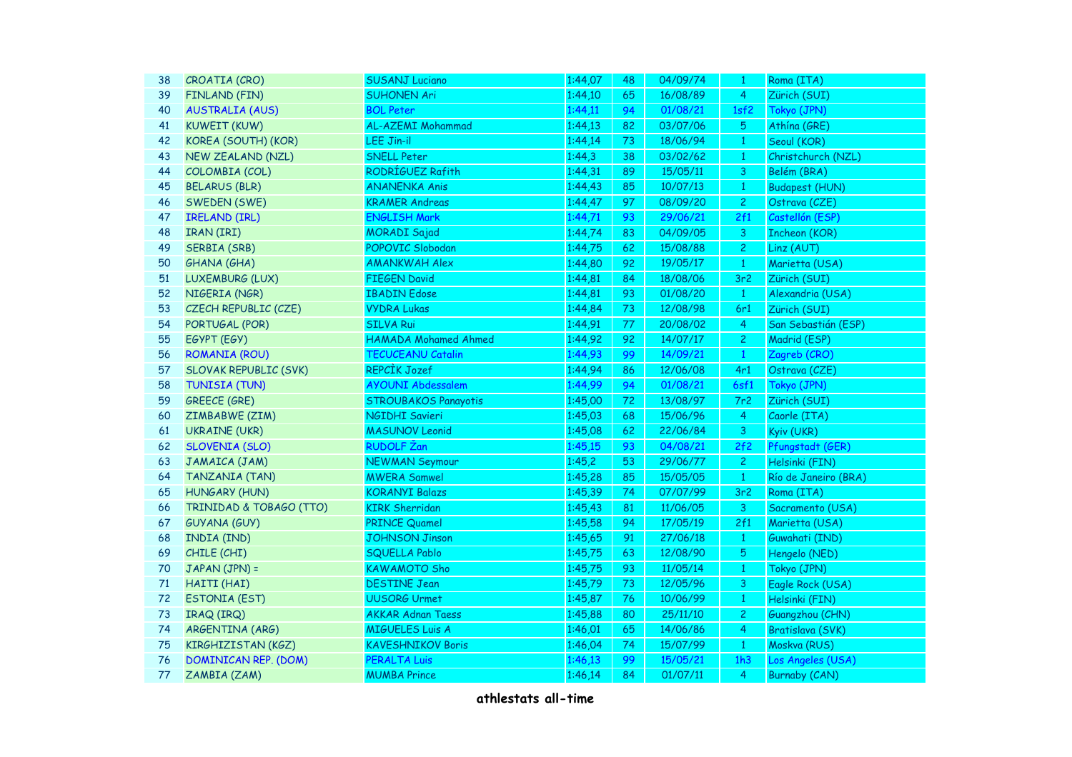| | | | | | | | |
|---|---|---|---|---|---|---|---|
| 38 | CROATIA (CRO) | SUSANJ Luciano | 1:44,07 | 48 | 04/09/74 | 1 | Roma (ITA) |
| 39 | FINLAND (FIN) | SUHONEN Ari | 1:44,10 | 65 | 16/08/89 | 4 | Zürich (SUI) |
| 40 | AUSTRALIA (AUS) | BOL Peter | 1:44,11 | 94 | 01/08/21 | 1sf2 | Tokyo (JPN) |
| 41 | KUWEIT (KUW) | AL-AZEMI Mohammad | 1:44,13 | 82 | 03/07/06 | 5 | Athína (GRE) |
| 42 | KOREA (SOUTH) (KOR) | LEE Jin-il | 1:44,14 | 73 | 18/06/94 | 1 | Seoul (KOR) |
| 43 | NEW ZEALAND (NZL) | SNELL Peter | 1:44,3 | 38 | 03/02/62 | 1 | Christchurch (NZL) |
| 44 | COLOMBIA (COL) | RODRÍGUEZ Rafith | 1:44,31 | 89 | 15/05/11 | 3 | Belém (BRA) |
| 45 | BELARUS (BLR) | ANANENKA Anis | 1:44,43 | 85 | 10/07/13 | 1 | Budapest (HUN) |
| 46 | SWEDEN (SWE) | KRAMER Andreas | 1:44,47 | 97 | 08/09/20 | 2 | Ostrava (CZE) |
| 47 | IRELAND (IRL) | ENGLISH Mark | 1:44,71 | 93 | 29/06/21 | 2f1 | Castellón (ESP) |
| 48 | IRAN (IRI) | MORADI Sajad | 1:44,74 | 83 | 04/09/05 | 3 | Incheon (KOR) |
| 49 | SERBIA (SRB) | POPOVIC Slobodan | 1:44,75 | 62 | 15/08/88 | 2 | Linz (AUT) |
| 50 | GHANA (GHA) | AMANKWAH Alex | 1:44,80 | 92 | 19/05/17 | 1 | Marietta (USA) |
| 51 | LUXEMBURG (LUX) | FIEGEN David | 1:44,81 | 84 | 18/08/06 | 3r2 | Zürich (SUI) |
| 52 | NIGERIA (NGR) | IBADIN Edose | 1:44,81 | 93 | 01/08/20 | 1 | Alexandria (USA) |
| 53 | CZECH REPUBLIC (CZE) | VYDRA Lukas | 1:44,84 | 73 | 12/08/98 | 6r1 | Zürich (SUI) |
| 54 | PORTUGAL (POR) | SILVA Rui | 1:44,91 | 77 | 20/08/02 | 4 | San Sebastián (ESP) |
| 55 | EGYPT (EGY) | HAMADA Mohamed Ahmed | 1:44,92 | 92 | 14/07/17 | 2 | Madrid (ESP) |
| 56 | ROMANIA (ROU) | TECUCEANU Catalin | 1:44,93 | 99 | 14/09/21 | 1 | Zagreb (CRO) |
| 57 | SLOVAK REPUBLIC (SVK) | REPCİK Jozef | 1:44,94 | 86 | 12/06/08 | 4r1 | Ostrava (CZE) |
| 58 | TUNISIA (TUN) | AYOUNI Abdessalem | 1:44,99 | 94 | 01/08/21 | 6sf1 | Tokyo (JPN) |
| 59 | GREECE (GRE) | STROUBAKOS Panayotis | 1:45,00 | 72 | 13/08/97 | 7r2 | Zürich (SUI) |
| 60 | ZIMBABWE (ZIM) | NGIDHI Savieri | 1:45,03 | 68 | 15/06/96 | 4 | Caorle (ITA) |
| 61 | UKRAINE (UKR) | MASUNOV Leonid | 1:45,08 | 62 | 22/06/84 | 3 | Kyiv (UKR) |
| 62 | SLOVENIA (SLO) | RUDOLF Žan | 1:45,15 | 93 | 04/08/21 | 2f2 | Pfungstadt (GER) |
| 63 | JAMAICA (JAM) | NEWMAN Seymour | 1:45,2 | 53 | 29/06/77 | 2 | Helsinki (FIN) |
| 64 | TANZANIA (TAN) | MWERA Samwel | 1:45,28 | 85 | 15/05/05 | 1 | Río de Janeiro (BRA) |
| 65 | HUNGARY (HUN) | KORANYI Balazs | 1:45,39 | 74 | 07/07/99 | 3r2 | Roma (ITA) |
| 66 | TRINIDAD & TOBAGO (TTO) | KIRK Sherridan | 1:45,43 | 81 | 11/06/05 | 3 | Sacramento (USA) |
| 67 | GUYANA (GUY) | PRINCE Quamel | 1:45,58 | 94 | 17/05/19 | 2f1 | Marietta (USA) |
| 68 | INDIA (IND) | JOHNSON Jinson | 1:45,65 | 91 | 27/06/18 | 1 | Guwahati (IND) |
| 69 | CHILE (CHI) | SQUELLA Pablo | 1:45,75 | 63 | 12/08/90 | 5 | Hengelo (NED) |
| 70 | JAPAN (JPN) = | KAWAMOTO Sho | 1:45,75 | 93 | 11/05/14 | 1 | Tokyo (JPN) |
| 71 | HAITI (HAI) | DESTINE Jean | 1:45,79 | 73 | 12/05/96 | 3 | Eagle Rock (USA) |
| 72 | ESTONIA (EST) | UUSORG Urmet | 1:45,87 | 76 | 10/06/99 | 1 | Helsinki (FIN) |
| 73 | IRAQ (IRQ) | AKKAR Adnan Taess | 1:45,88 | 80 | 25/11/10 | 2 | Guangzhou (CHN) |
| 74 | ARGENTINA (ARG) | MIGUELES Luis A | 1:46,01 | 65 | 14/06/86 | 4 | Bratislava (SVK) |
| 75 | KIRGHIZISTAN (KGZ) | KAVESHNIKOV Boris | 1:46,04 | 74 | 15/07/99 | 1 | Moskva (RUS) |
| 76 | DOMINICAN REP. (DOM) | PERALTA Luis | 1:46,13 | 99 | 15/05/21 | 1h3 | Los Angeles (USA) |
| 77 | ZAMBIA (ZAM) | MUMBA Prince | 1:46,14 | 84 | 01/07/11 | 4 | Burnaby (CAN) |

**athlestats all-time**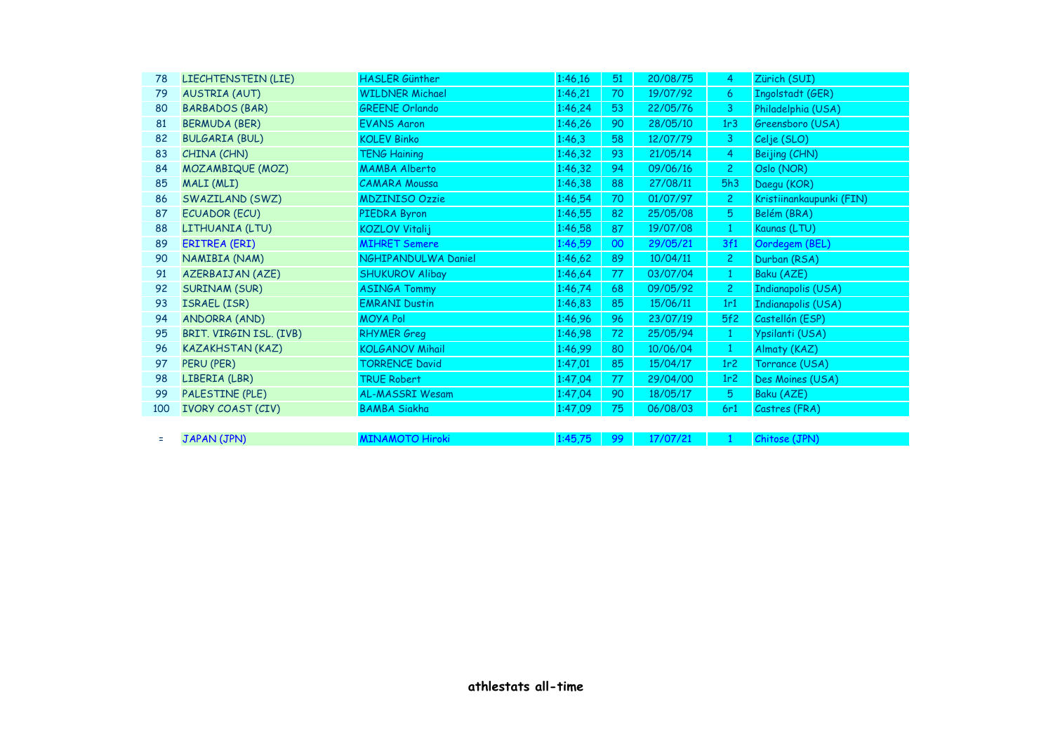| | | | | | | | |
|---|---|---|---|---|---|---|---|
| 78 | LIECHTENSTEIN (LIE) | HASLER Günther | 1:46,16 | 51 | 20/08/75 | 4 | Zürich (SUI) |
| 79 | AUSTRIA (AUT) | WILDNER Michael | 1:46,21 | 70 | 19/07/92 | 6 | Ingolstadt (GER) |
| 80 | BARBADOS (BAR) | GREENE Orlando | 1:46,24 | 53 | 22/05/76 | 3 | Philadelphia (USA) |
| 81 | BERMUDA (BER) | EVANS Aaron | 1:46,26 | 90 | 28/05/10 | 1r3 | Greensboro (USA) |
| 82 | BULGARIA (BUL) | KOLEV Binko | 1:46,3 | 58 | 12/07/79 | 3 | Celje (SLO) |
| 83 | CHINA (CHN) | TENG Haining | 1:46,32 | 93 | 21/05/14 | 4 | Beijing (CHN) |
| 84 | MOZAMBIQUE (MOZ) | MAMBA Alberto | 1:46,32 | 94 | 09/06/16 | 2 | Oslo (NOR) |
| 85 | MALI (MLI) | CAMARA Moussa | 1:46,38 | 88 | 27/08/11 | 5h3 | Daegu (KOR) |
| 86 | SWAZILAND (SWZ) | MDZINISO Ozzie | 1:46,54 | 70 | 01/07/97 | 2 | Kristiinankaupunki (FIN) |
| 87 | ECUADOR (ECU) | PIEDRA Byron | 1:46,55 | 82 | 25/05/08 | 5 | Belém (BRA) |
| 88 | LITHUANIA (LTU) | KOZLOV Vitalij | 1:46,58 | 87 | 19/07/08 | 1 | Kaunas (LTU) |
| 89 | ERITREA (ERI) | MIHRET Semere | 1:46,59 | 00 | 29/05/21 | 3f1 | Oordegem (BEL) |
| 90 | NAMIBIA (NAM) | NGHIPANDULWA Daniel | 1:46,62 | 89 | 10/04/11 | 2 | Durban (RSA) |
| 91 | AZERBAIJAN (AZE) | SHUKUROV Alibay | 1:46,64 | 77 | 03/07/04 | 1 | Baku (AZE) |
| 92 | SURINAM (SUR) | ASINGA Tommy | 1:46,74 | 68 | 09/05/92 | 2 | Indianapolis (USA) |
| 93 | ISRAEL (ISR) | EMRANI Dustin | 1:46,83 | 85 | 15/06/11 | 1r1 | Indianapolis (USA) |
| 94 | ANDORRA (AND) | MOYA Pol | 1:46,96 | 96 | 23/07/19 | 5f2 | Castellón (ESP) |
| 95 | BRIT. VIRGIN ISL. (IVB) | RHYMER Greg | 1:46,98 | 72 | 25/05/94 | 1 | Ypsilanti (USA) |
| 96 | KAZAKHSTAN (KAZ) | KOLGANOV Mihail | 1:46,99 | 80 | 10/06/04 | 1 | Almaty (KAZ) |
| 97 | PERU (PER) | TORRENCE David | 1:47,01 | 85 | 15/04/17 | 1r2 | Torrance (USA) |
| 98 | LIBERIA (LBR) | TRUE Robert | 1:47,04 | 77 | 29/04/00 | 1r2 | Des Moines (USA) |
| 99 | PALESTINE (PLE) | AL-MASSRI Wesam | 1:47,04 | 90 | 18/05/17 | 5 | Baku (AZE) |
| 100 | IVORY COAST (CIV) | BAMBA Siakha | 1:47,09 | 75 | 06/08/03 | 6r1 | Castres (FRA) |
| = | JAPAN (JPN) | MINAMOTO Hiroki | 1:45,75 | 99 | 17/07/21 | 1 | Chitose (JPN) |

**athlestats all-time**